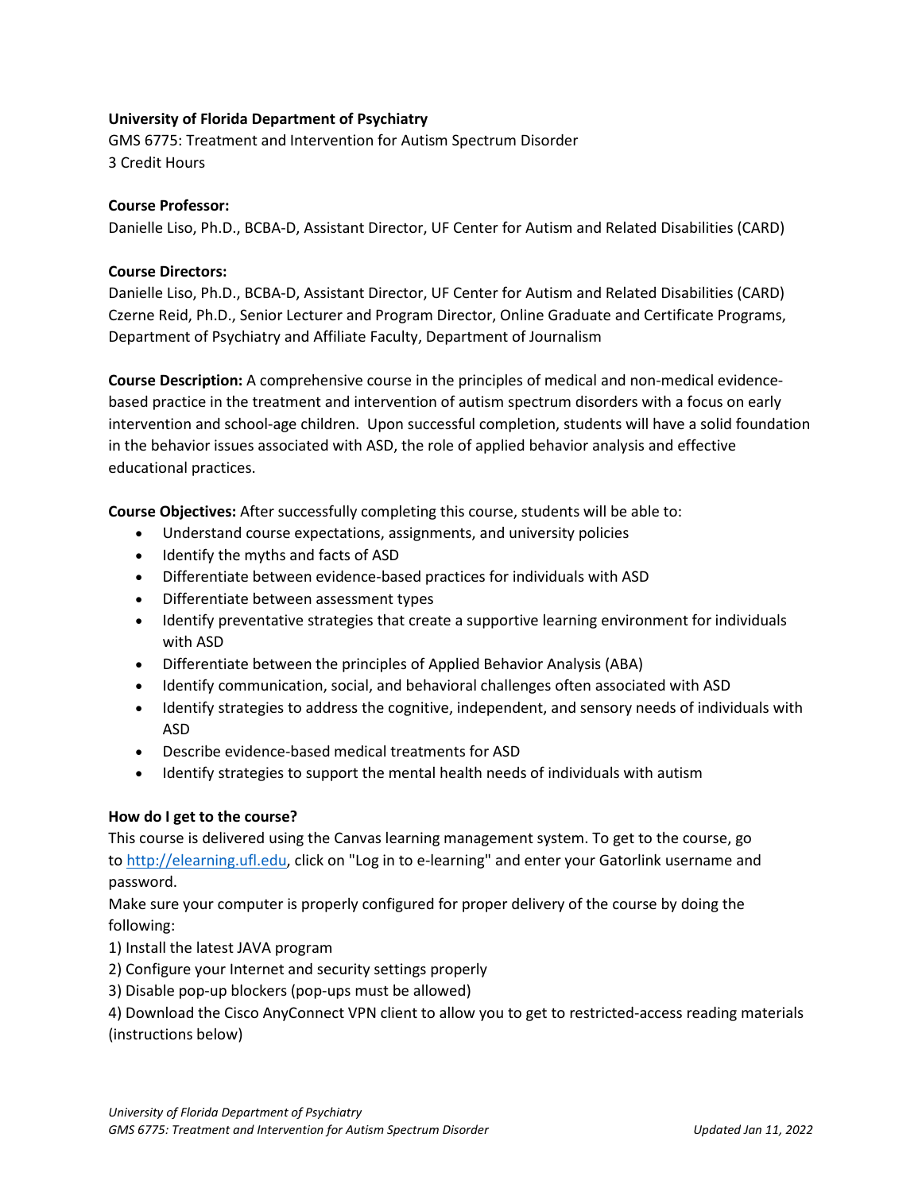**University of Florida Department of Psychiatry**
GMS 6775: Treatment and Intervention for Autism Spectrum Disorder
3 Credit Hours

**Course Professor:**
Danielle Liso, Ph.D., BCBA-D, Assistant Director, UF Center for Autism and Related Disabilities (CARD)

**Course Directors:**
Danielle Liso, Ph.D., BCBA-D, Assistant Director, UF Center for Autism and Related Disabilities (CARD)
Czerne Reid, Ph.D., Senior Lecturer and Program Director, Online Graduate and Certificate Programs, Department of Psychiatry and Affiliate Faculty, Department of Journalism

**Course Description:** A comprehensive course in the principles of medical and non-medical evidence-based practice in the treatment and intervention of autism spectrum disorders with a focus on early intervention and school-age children. Upon successful completion, students will have a solid foundation in the behavior issues associated with ASD, the role of applied behavior analysis and effective educational practices.

**Course Objectives:** After successfully completing this course, students will be able to:

- Understand course expectations, assignments, and university policies
- Identify the myths and facts of ASD
- Differentiate between evidence-based practices for individuals with ASD
- Differentiate between assessment types
- Identify preventative strategies that create a supportive learning environment for individuals with ASD
- Differentiate between the principles of Applied Behavior Analysis (ABA)
- Identify communication, social, and behavioral challenges often associated with ASD
- Identify strategies to address the cognitive, independent, and sensory needs of individuals with ASD
- Describe evidence-based medical treatments for ASD
- Identify strategies to support the mental health needs of individuals with autism

**How do I get to the course?**
This course is delivered using the Canvas learning management system. To get to the course, go to http://elearning.ufl.edu, click on "Log in to e-learning" and enter your Gatorlink username and password.
Make sure your computer is properly configured for proper delivery of the course by doing the following:
1) Install the latest JAVA program
2) Configure your Internet and security settings properly
3) Disable pop-up blockers (pop-ups must be allowed)
4) Download the Cisco AnyConnect VPN client to allow you to get to restricted-access reading materials (instructions below)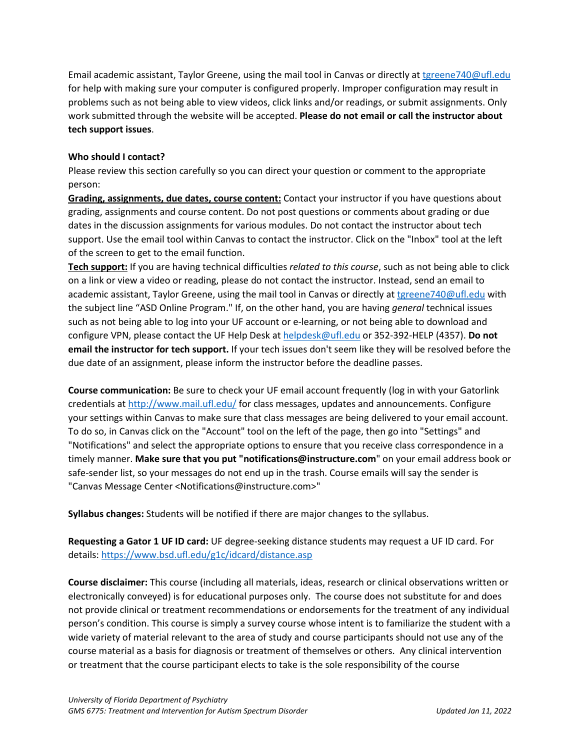Email academic assistant, Taylor Greene, using the mail tool in Canvas or directly at [tgreene740@ufl.edu](mailto:tgreene740@ufl.edu) for help with making sure your computer is configured properly. Improper configuration may result in problems such as not being able to view videos, click links and/or readings, or submit assignments. Only work submitted through the website will be accepted. **Please do not email or call the instructor about tech support issues**.

**Who should I contact?**

Please review this section carefully so you can direct your question or comment to the appropriate person:

**Grading, assignments, due dates, course content:** Contact your instructor if you have questions about grading, assignments and course content. Do not post questions or comments about grading or due dates in the discussion assignments for various modules. Do not contact the instructor about tech support. Use the email tool within Canvas to contact the instructor. Click on the "Inbox" tool at the left of the screen to get to the email function.

**Tech support:** If you are having technical difficulties *related to this course*, such as not being able to click on a link or view a video or reading, please do not contact the instructor. Instead, send an email to academic assistant, Taylor Greene, using the mail tool in Canvas or directly at [tgreene740@ufl.edu](mailto:tgreene740@ufl.edu) with the subject line "ASD Online Program." If, on the other hand, you are having *general* technical issues such as not being able to log into your UF account or e-learning, or not being able to download and configure VPN, please contact the UF Help Desk at [helpdesk@ufl.edu](mailto:helpdesk@ufl.edu) or 352-392-HELP (4357). **Do not email the instructor for tech support.** If your tech issues don't seem like they will be resolved before the due date of an assignment, please inform the instructor before the deadline passes.

**Course communication:** Be sure to check your UF email account frequently (log in with your Gatorlink credentials at [http://www.mail.ufl.edu/](http://www.mail.ufl.edu/) for class messages, updates and announcements. Configure your settings within Canvas to make sure that class messages are being delivered to your email account. To do so, in Canvas click on the "Account" tool on the left of the page, then go into "Settings" and "Notifications" and select the appropriate options to ensure that you receive class correspondence in a timely manner. **Make sure that you put "notifications@instructure.com**" on your email address book or safe-sender list, so your messages do not end up in the trash. Course emails will say the sender is "Canvas Message Center <Notifications@instructure.com>"

**Syllabus changes:** Students will be notified if there are major changes to the syllabus.

**Requesting a Gator 1 UF ID card:** UF degree-seeking distance students may request a UF ID card. For details: [https://www.bsd.ufl.edu/g1c/idcard/distance.asp](https://www.bsd.ufl.edu/g1c/idcard/distance.asp)

**Course disclaimer:** This course (including all materials, ideas, research or clinical observations written or electronically conveyed) is for educational purposes only. The course does not substitute for and does not provide clinical or treatment recommendations or endorsements for the treatment of any individual person's condition. This course is simply a survey course whose intent is to familiarize the student with a wide variety of material relevant to the area of study and course participants should not use any of the course material as a basis for diagnosis or treatment of themselves or others. Any clinical intervention or treatment that the course participant elects to take is the sole responsibility of the course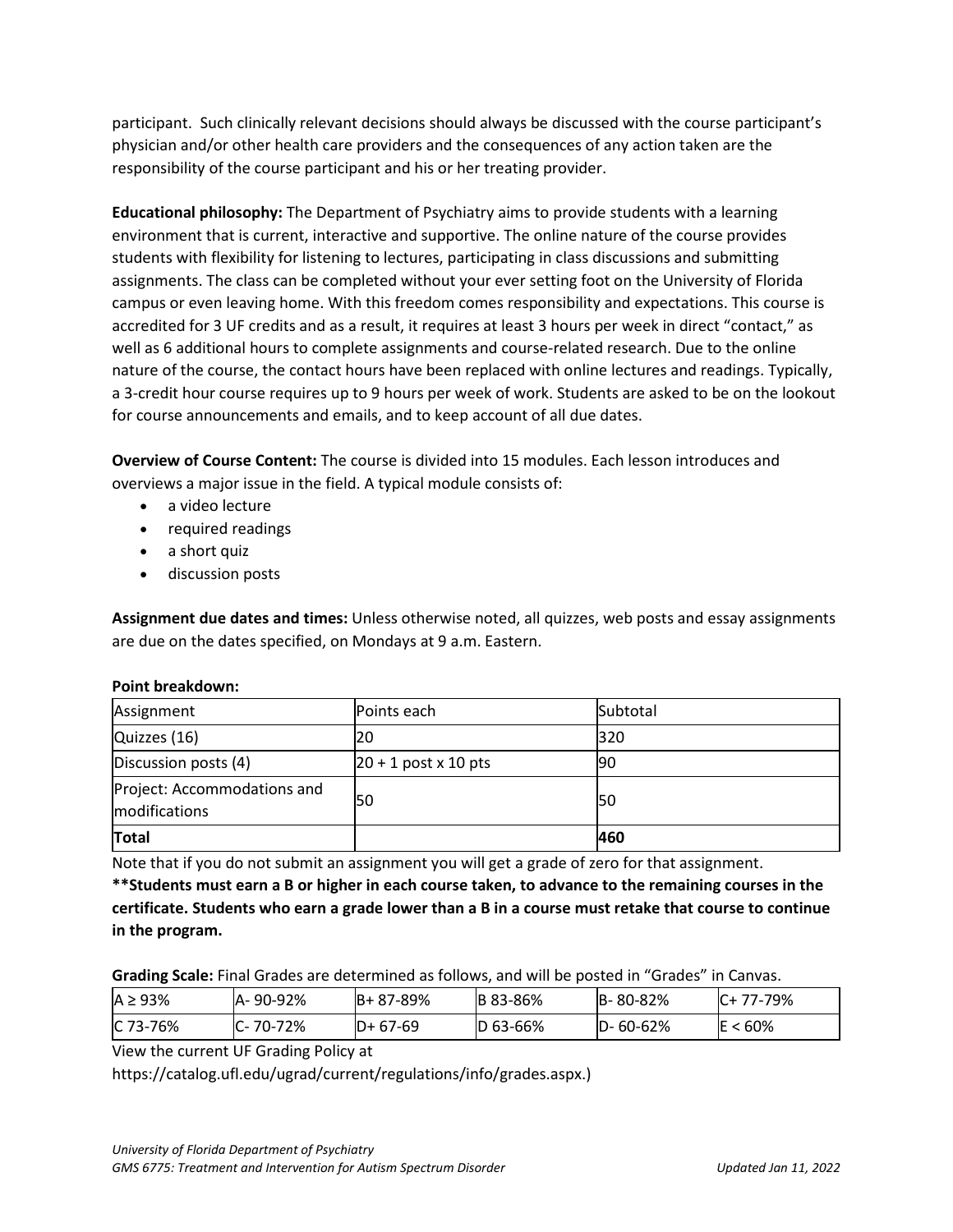participant. Such clinically relevant decisions should always be discussed with the course participant's physician and/or other health care providers and the consequences of any action taken are the responsibility of the course participant and his or her treating provider.

**Educational philosophy:** The Department of Psychiatry aims to provide students with a learning environment that is current, interactive and supportive. The online nature of the course provides students with flexibility for listening to lectures, participating in class discussions and submitting assignments. The class can be completed without your ever setting foot on the University of Florida campus or even leaving home. With this freedom comes responsibility and expectations. This course is accredited for 3 UF credits and as a result, it requires at least 3 hours per week in direct "contact," as well as 6 additional hours to complete assignments and course-related research. Due to the online nature of the course, the contact hours have been replaced with online lectures and readings. Typically, a 3-credit hour course requires up to 9 hours per week of work. Students are asked to be on the lookout for course announcements and emails, and to keep account of all due dates.

**Overview of Course Content:** The course is divided into 15 modules. Each lesson introduces and overviews a major issue in the field. A typical module consists of:

- a video lecture
- required readings
- a short quiz
- discussion posts

**Assignment due dates and times:** Unless otherwise noted, all quizzes, web posts and essay assignments are due on the dates specified, on Mondays at 9 a.m. Eastern.

**Point breakdown:**

| Assignment | Points each | Subtotal |
|---|---|---|
| Quizzes (16) | 20 | 320 |
| Discussion posts (4) | 20 + 1 post x 10 pts | 90 |
| Project: Accommodations and modifications | 50 | 50 |
| **Total** | | **460** |

Note that if you do not submit an assignment you will get a grade of zero for that assignment.

**\*\*Students must earn a B or higher in each course taken, to advance to the remaining courses in the certificate. Students who earn a grade lower than a B in a course must retake that course to continue in the program.**

**Grading Scale:** Final Grades are determined as follows, and will be posted in "Grades" in Canvas.

| A ≥ 93% | A- 90-92% | B+ 87-89% | B 83-86% | B- 80-82% | C+ 77-79% |
|---|---|---|---|---|---|
| C 73-76% | C- 70-72% | D+ 67-69 | D 63-66% | D- 60-62% | E < 60% |

View the current UF Grading Policy at
https://catalog.ufl.edu/ugrad/current/regulations/info/grades.aspx.)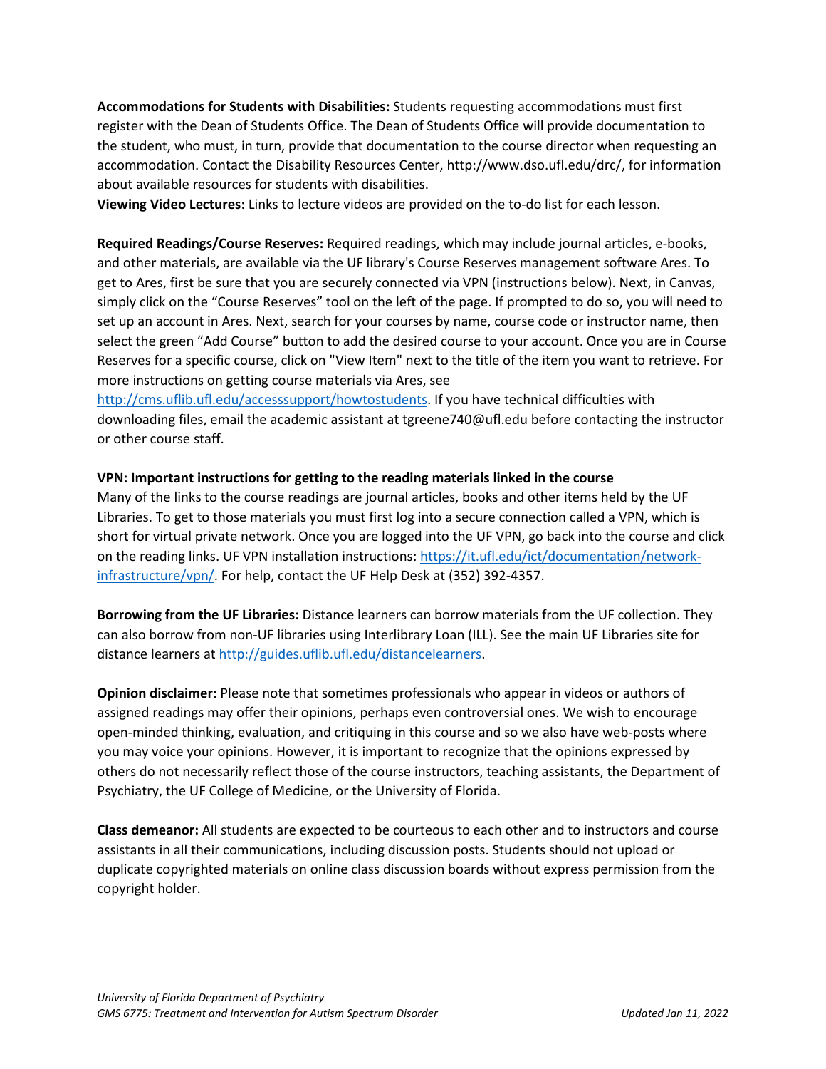**Accommodations for Students with Disabilities:** Students requesting accommodations must first register with the Dean of Students Office. The Dean of Students Office will provide documentation to the student, who must, in turn, provide that documentation to the course director when requesting an accommodation. Contact the Disability Resources Center, http://www.dso.ufl.edu/drc/, for information about available resources for students with disabilities.

**Viewing Video Lectures:** Links to lecture videos are provided on the to-do list for each lesson.

**Required Readings/Course Reserves:** Required readings, which may include journal articles, e-books, and other materials, are available via the UF library's Course Reserves management software Ares. To get to Ares, first be sure that you are securely connected via VPN (instructions below). Next, in Canvas, simply click on the "Course Reserves" tool on the left of the page. If prompted to do so, you will need to set up an account in Ares. Next, search for your courses by name, course code or instructor name, then select the green "Add Course" button to add the desired course to your account. Once you are in Course Reserves for a specific course, click on "View Item" next to the title of the item you want to retrieve. For more instructions on getting course materials via Ares, see http://cms.uflib.ufl.edu/accesssupport/howtostudents. If you have technical difficulties with downloading files, email the academic assistant at tgreene740@ufl.edu before contacting the instructor or other course staff.

**VPN: Important instructions for getting to the reading materials linked in the course**

Many of the links to the course readings are journal articles, books and other items held by the UF Libraries. To get to those materials you must first log into a secure connection called a VPN, which is short for virtual private network. Once you are logged into the UF VPN, go back into the course and click on the reading links. UF VPN installation instructions: https://it.ufl.edu/ict/documentation/network-infrastructure/vpn/. For help, contact the UF Help Desk at (352) 392-4357.

**Borrowing from the UF Libraries:** Distance learners can borrow materials from the UF collection. They can also borrow from non-UF libraries using Interlibrary Loan (ILL). See the main UF Libraries site for distance learners at http://guides.uflib.ufl.edu/distancelearners.

**Opinion disclaimer:** Please note that sometimes professionals who appear in videos or authors of assigned readings may offer their opinions, perhaps even controversial ones. We wish to encourage open-minded thinking, evaluation, and critiquing in this course and so we also have web-posts where you may voice your opinions. However, it is important to recognize that the opinions expressed by others do not necessarily reflect those of the course instructors, teaching assistants, the Department of Psychiatry, the UF College of Medicine, or the University of Florida.

**Class demeanor:** All students are expected to be courteous to each other and to instructors and course assistants in all their communications, including discussion posts. Students should not upload or duplicate copyrighted materials on online class discussion boards without express permission from the copyright holder.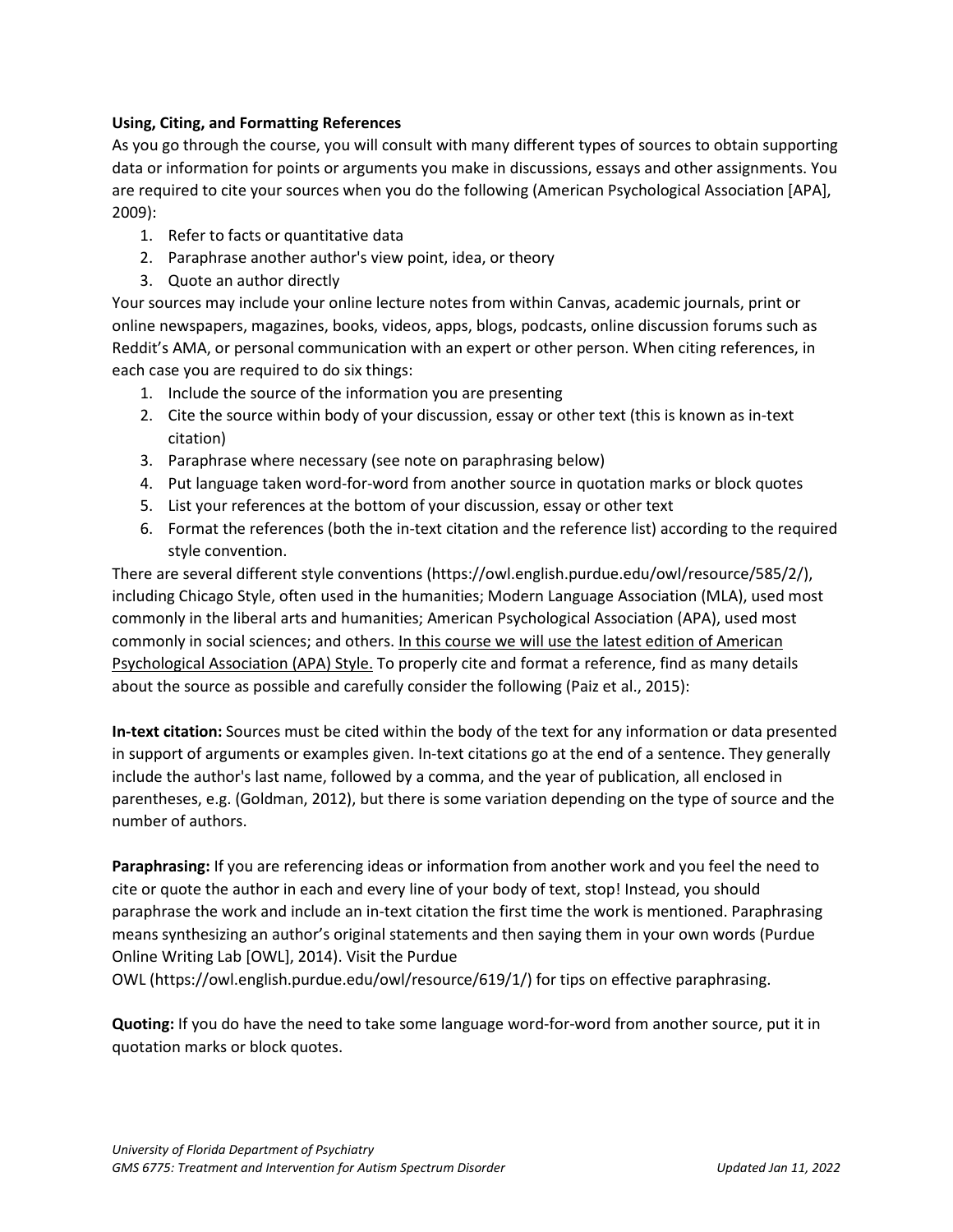**Using, Citing, and Formatting References**

As you go through the course, you will consult with many different types of sources to obtain supporting data or information for points or arguments you make in discussions, essays and other assignments. You are required to cite your sources when you do the following (American Psychological Association [APA], 2009):

1. Refer to facts or quantitative data
2. Paraphrase another author's view point, idea, or theory
3. Quote an author directly

Your sources may include your online lecture notes from within Canvas, academic journals, print or online newspapers, magazines, books, videos, apps, blogs, podcasts, online discussion forums such as Reddit's AMA, or personal communication with an expert or other person. When citing references, in each case you are required to do six things:

1. Include the source of the information you are presenting
2. Cite the source within body of your discussion, essay or other text (this is known as in-text citation)
3. Paraphrase where necessary (see note on paraphrasing below)
4. Put language taken word-for-word from another source in quotation marks or block quotes
5. List your references at the bottom of your discussion, essay or other text
6. Format the references (both the in-text citation and the reference list) according to the required style convention.

There are several different style conventions (https://owl.english.purdue.edu/owl/resource/585/2/), including Chicago Style, often used in the humanities; Modern Language Association (MLA), used most commonly in the liberal arts and humanities; American Psychological Association (APA), used most commonly in social sciences; and others. <u>In this course we will use the latest edition of American Psychological Association (APA) Style.</u> To properly cite and format a reference, find as many details about the source as possible and carefully consider the following (Paiz et al., 2015):

**In-text citation:** Sources must be cited within the body of the text for any information or data presented in support of arguments or examples given. In-text citations go at the end of a sentence. They generally include the author's last name, followed by a comma, and the year of publication, all enclosed in parentheses, e.g. (Goldman, 2012), but there is some variation depending on the type of source and the number of authors.

**Paraphrasing:** If you are referencing ideas or information from another work and you feel the need to cite or quote the author in each and every line of your body of text, stop! Instead, you should paraphrase the work and include an in-text citation the first time the work is mentioned. Paraphrasing means synthesizing an author's original statements and then saying them in your own words (Purdue Online Writing Lab [OWL], 2014). Visit the Purdue OWL (https://owl.english.purdue.edu/owl/resource/619/1/) for tips on effective paraphrasing.

**Quoting:** If you do have the need to take some language word-for-word from another source, put it in quotation marks or block quotes.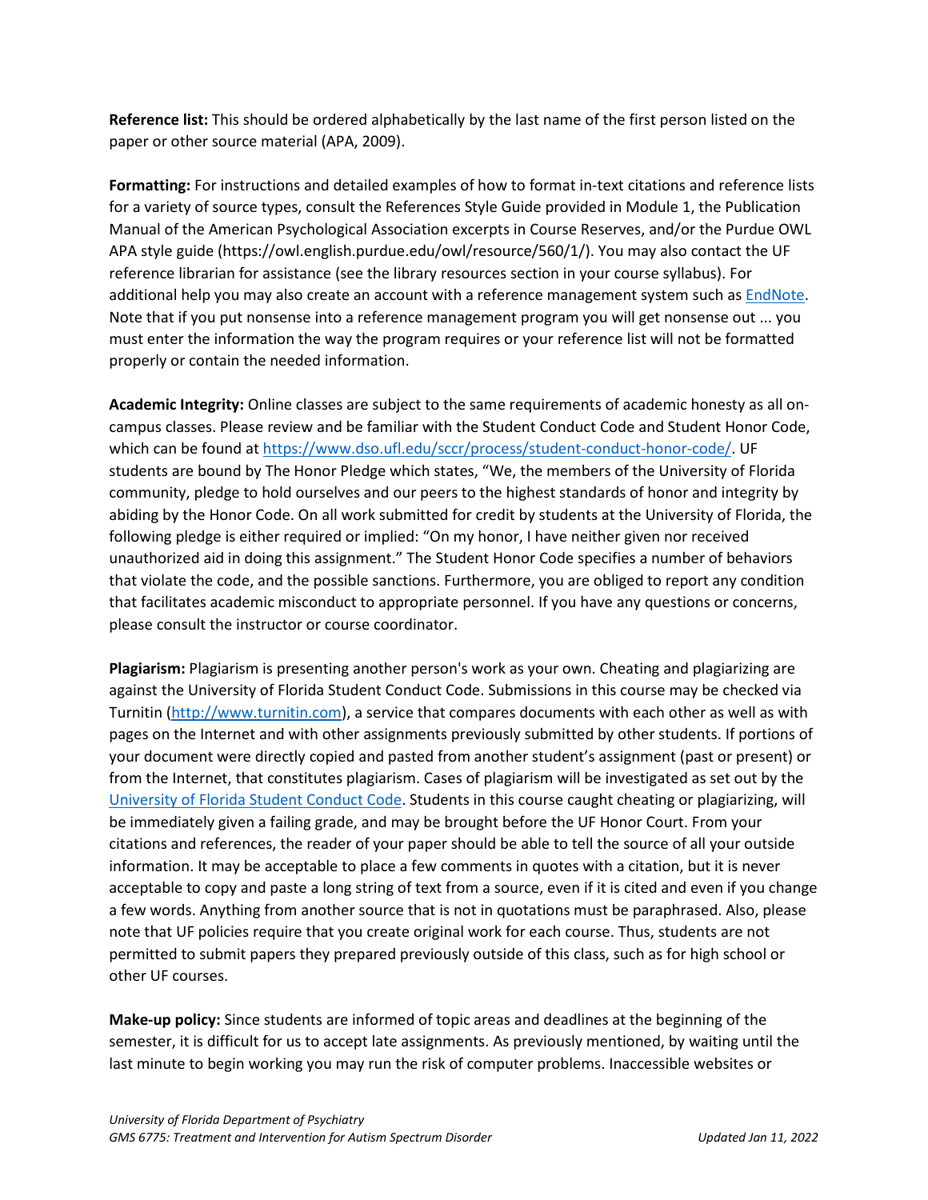**Reference list:** This should be ordered alphabetically by the last name of the first person listed on the paper or other source material (APA, 2009).

**Formatting:** For instructions and detailed examples of how to format in-text citations and reference lists for a variety of source types, consult the References Style Guide provided in Module 1, the Publication Manual of the American Psychological Association excerpts in Course Reserves, and/or the Purdue OWL APA style guide (https://owl.english.purdue.edu/owl/resource/560/1/). You may also contact the UF reference librarian for assistance (see the library resources section in your course syllabus). For additional help you may also create an account with a reference management system such as [EndNote](). Note that if you put nonsense into a reference management program you will get nonsense out ... you must enter the information the way the program requires or your reference list will not be formatted properly or contain the needed information.

**Academic Integrity:** Online classes are subject to the same requirements of academic honesty as all on-campus classes. Please review and be familiar with the Student Conduct Code and Student Honor Code, which can be found at [https://www.dso.ufl.edu/sccr/process/student-conduct-honor-code/](https://www.dso.ufl.edu/sccr/process/student-conduct-honor-code/). UF students are bound by The Honor Pledge which states, "We, the members of the University of Florida community, pledge to hold ourselves and our peers to the highest standards of honor and integrity by abiding by the Honor Code. On all work submitted for credit by students at the University of Florida, the following pledge is either required or implied: "On my honor, I have neither given nor received unauthorized aid in doing this assignment." The Student Honor Code specifies a number of behaviors that violate the code, and the possible sanctions. Furthermore, you are obliged to report any condition that facilitates academic misconduct to appropriate personnel. If you have any questions or concerns, please consult the instructor or course coordinator.

**Plagiarism:** Plagiarism is presenting another person's work as your own. Cheating and plagiarizing are against the University of Florida Student Conduct Code. Submissions in this course may be checked via Turnitin ([http://www.turnitin.com](http://www.turnitin.com)), a service that compares documents with each other as well as with pages on the Internet and with other assignments previously submitted by other students. If portions of your document were directly copied and pasted from another student's assignment (past or present) or from the Internet, that constitutes plagiarism. Cases of plagiarism will be investigated as set out by the [University of Florida Student Conduct Code](). Students in this course caught cheating or plagiarizing, will be immediately given a failing grade, and may be brought before the UF Honor Court. From your citations and references, the reader of your paper should be able to tell the source of all your outside information. It may be acceptable to place a few comments in quotes with a citation, but it is never acceptable to copy and paste a long string of text from a source, even if it is cited and even if you change a few words. Anything from another source that is not in quotations must be paraphrased. Also, please note that UF policies require that you create original work for each course. Thus, students are not permitted to submit papers they prepared previously outside of this class, such as for high school or other UF courses.

**Make-up policy:** Since students are informed of topic areas and deadlines at the beginning of the semester, it is difficult for us to accept late assignments. As previously mentioned, by waiting until the last minute to begin working you may run the risk of computer problems. Inaccessible websites or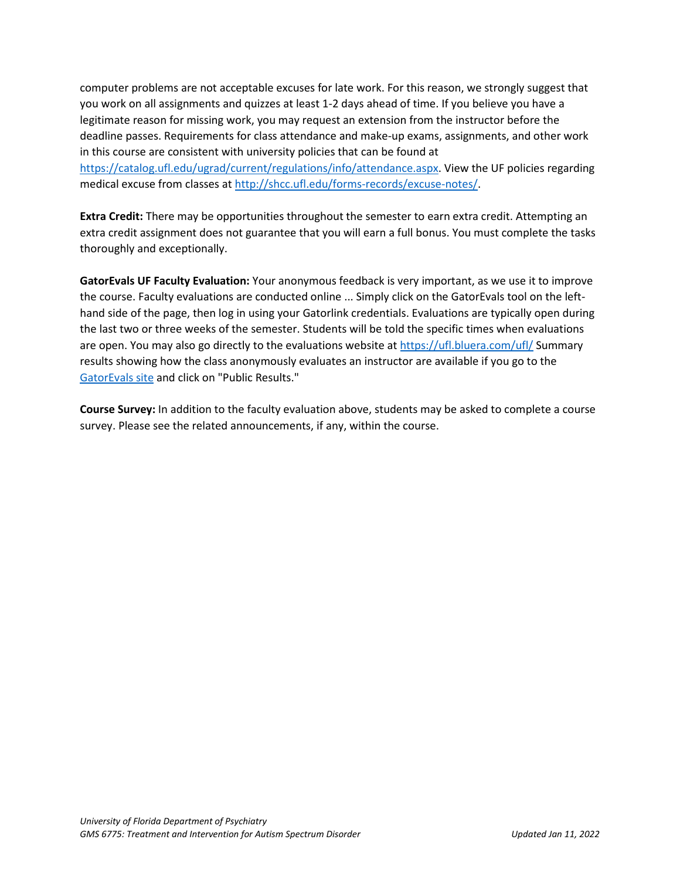computer problems are not acceptable excuses for late work. For this reason, we strongly suggest that you work on all assignments and quizzes at least 1-2 days ahead of time. If you believe you have a legitimate reason for missing work, you may request an extension from the instructor before the deadline passes. Requirements for class attendance and make-up exams, assignments, and other work in this course are consistent with university policies that can be found at [https://catalog.ufl.edu/ugrad/current/regulations/info/attendance.aspx](https://catalog.ufl.edu/ugrad/current/regulations/info/attendance.aspx). View the UF policies regarding medical excuse from classes at [http://shcc.ufl.edu/forms-records/excuse-notes/](http://shcc.ufl.edu/forms-records/excuse-notes/).

**Extra Credit:** There may be opportunities throughout the semester to earn extra credit. Attempting an extra credit assignment does not guarantee that you will earn a full bonus. You must complete the tasks thoroughly and exceptionally.

**GatorEvals UF Faculty Evaluation:** Your anonymous feedback is very important, as we use it to improve the course. Faculty evaluations are conducted online ... Simply click on the GatorEvals tool on the left-hand side of the page, then log in using your Gatorlink credentials. Evaluations are typically open during the last two or three weeks of the semester. Students will be told the specific times when evaluations are open. You may also go directly to the evaluations website at [https://ufl.bluera.com/ufl/](https://ufl.bluera.com/ufl/) Summary results showing how the class anonymously evaluates an instructor are available if you go to the GatorEvals site and click on "Public Results."

**Course Survey:** In addition to the faculty evaluation above, students may be asked to complete a course survey. Please see the related announcements, if any, within the course.